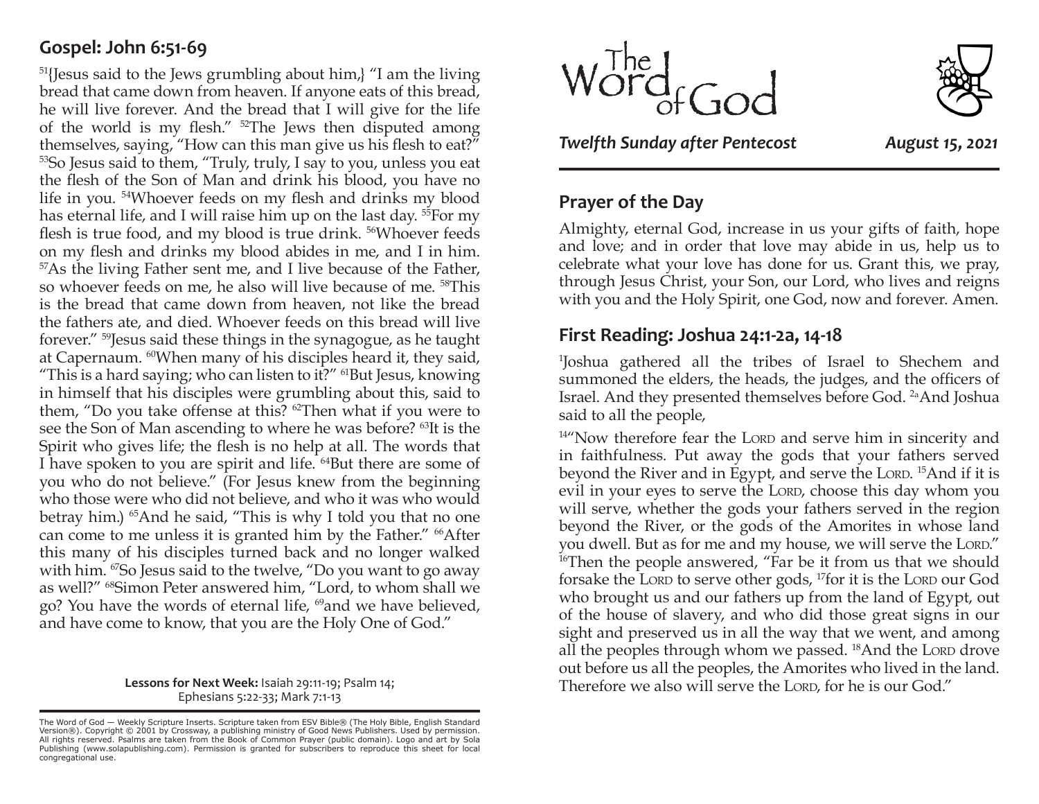## Gospel: John 6:51-69

[51]{Jesus said to the Jews grumbling about him,} "I am the living bread that came down from heaven. If anyone eats of this bread, he will live forever. And the bread that I will give for the life of the world is my flesh." [52]The Jews then disputed among themselves, saying, "How can this man give us his flesh to eat?" [53]So Jesus said to them, "Truly, truly, I say to you, unless you eat the flesh of the Son of Man and drink his blood, you have no life in you. [54]Whoever feeds on my flesh and drinks my blood has eternal life, and I will raise him up on the last day. [55]For my flesh is true food, and my blood is true drink. [56]Whoever feeds on my flesh and drinks my blood abides in me, and I in him. [57]As the living Father sent me, and I live because of the Father, so whoever feeds on me, he also will live because of me. [58]This is the bread that came down from heaven, not like the bread the fathers ate, and died. Whoever feeds on this bread will live forever." [59]Jesus said these things in the synagogue, as he taught at Capernaum. [60]When many of his disciples heard it, they said, "This is a hard saying; who can listen to it?" [61]But Jesus, knowing in himself that his disciples were grumbling about this, said to them, "Do you take offense at this? [62]Then what if you were to see the Son of Man ascending to where he was before? [63]It is the Spirit who gives life; the flesh is no help at all. The words that I have spoken to you are spirit and life. [64]But there are some of you who do not believe." (For Jesus knew from the beginning who those were who did not believe, and who it was who would betray him.) [65]And he said, "This is why I told you that no one can come to me unless it is granted him by the Father." [66]After this many of his disciples turned back and no longer walked with him. [67]So Jesus said to the twelve, "Do you want to go away as well?" [68]Simon Peter answered him, "Lord, to whom shall we go? You have the words of eternal life, [69]and we have believed, and have come to know, that you are the Holy One of God."

**Lessons for Next Week:** Isaiah 29:11-19; Psalm 14; Ephesians 5:22-33; Mark 7:1-13

The Word of God — Weekly Scripture Inserts. Scripture taken from ESV Bible® (The Holy Bible, English Standard Version®). Copyright © 2001 by Crossway, a publishing ministry of Good News Publishers. Used by permission. All rights reserved. Psalms are taken from the Book of Common Prayer (public domain). Logo and art by Sola Publishing (www.solapublishing.com). Permission is granted for subscribers to reproduce this sheet for local congregational use.

# The Word of God

***Twelfth Sunday after Pentecost*** ***August 15, 2021***

## Prayer of the Day

Almighty, eternal God, increase in us your gifts of faith, hope and love; and in order that love may abide in us, help us to celebrate what your love has done for us. Grant this, we pray, through Jesus Christ, your Son, our Lord, who lives and reigns with you and the Holy Spirit, one God, now and forever. Amen.

## First Reading: Joshua 24:1-2a, 14-18

[1]Joshua gathered all the tribes of Israel to Shechem and summoned the elders, the heads, the judges, and the officers of Israel. And they presented themselves before God. [2a]And Joshua said to all the people,

[14]"Now therefore fear the LORD and serve him in sincerity and in faithfulness. Put away the gods that your fathers served beyond the River and in Egypt, and serve the LORD. [15]And if it is evil in your eyes to serve the LORD, choose this day whom you will serve, whether the gods your fathers served in the region beyond the River, or the gods of the Amorites in whose land you dwell. But as for me and my house, we will serve the LORD." [16]Then the people answered, "Far be it from us that we should forsake the LORD to serve other gods, [17]for it is the LORD our God who brought us and our fathers up from the land of Egypt, out of the house of slavery, and who did those great signs in our sight and preserved us in all the way that we went, and among all the peoples through whom we passed. [18]And the LORD drove out before us all the peoples, the Amorites who lived in the land. Therefore we also will serve the LORD, for he is our God."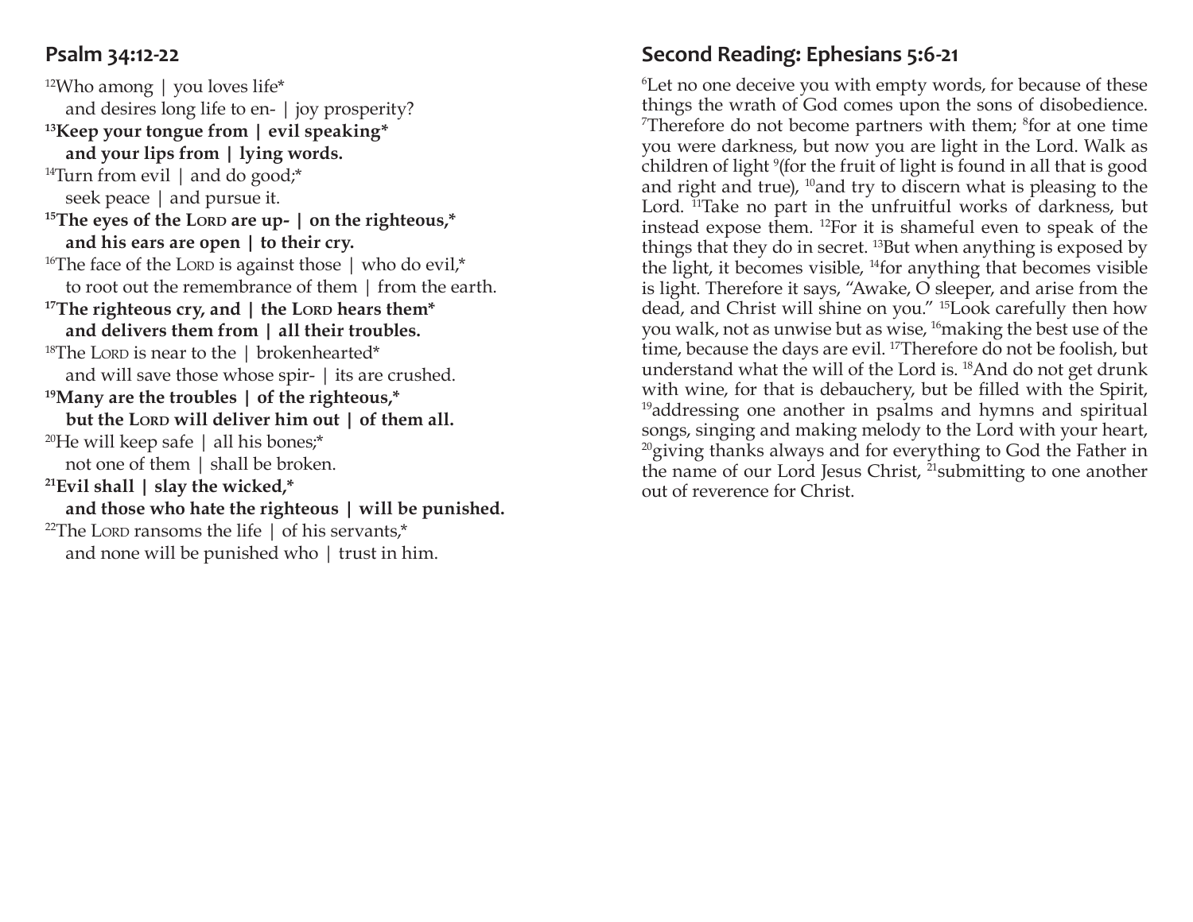## Psalm 34:12-22

[12]Who among | you loves life*
and desires long life to en- | joy prosperity?
**[13]Keep your tongue from | evil speaking***
**and your lips from | lying words.**
[14]Turn from evil | and do good;*
seek peace | and pursue it.
**[15]The eyes of the LORD are up- | on the righteous,***
**and his ears are open | to their cry.**
[16]The face of the LORD is against those | who do evil,*
to root out the remembrance of them | from the earth.
**[17]The righteous cry, and | the LORD hears them***
**and delivers them from | all their troubles.**
[18]The LORD is near to the | brokenhearted*
and will save those whose spir- | its are crushed.
**[19]Many are the troubles | of the righteous,***
**but the LORD will deliver him out | of them all.**
[20]He will keep safe | all his bones;*
not one of them | shall be broken.
**[21]Evil shall | slay the wicked,***
**and those who hate the righteous | will be punished.**
[22]The LORD ransoms the life | of his servants,*
and none will be punished who | trust in him.

## Second Reading: Ephesians 5:6-21

[6]Let no one deceive you with empty words, for because of these things the wrath of God comes upon the sons of disobedience. [7]Therefore do not become partners with them; [8]for at one time you were darkness, but now you are light in the Lord. Walk as children of light [9](for the fruit of light is found in all that is good and right and true), [10]and try to discern what is pleasing to the Lord. [11]Take no part in the unfruitful works of darkness, but instead expose them. [12]For it is shameful even to speak of the things that they do in secret. [13]But when anything is exposed by the light, it becomes visible, [14]for anything that becomes visible is light. Therefore it says, "Awake, O sleeper, and arise from the dead, and Christ will shine on you." [15]Look carefully then how you walk, not as unwise but as wise, [16]making the best use of the time, because the days are evil. [17]Therefore do not be foolish, but understand what the will of the Lord is. [18]And do not get drunk with wine, for that is debauchery, but be filled with the Spirit, [19]addressing one another in psalms and hymns and spiritual songs, singing and making melody to the Lord with your heart, [20]giving thanks always and for everything to God the Father in the name of our Lord Jesus Christ, [21]submitting to one another out of reverence for Christ.